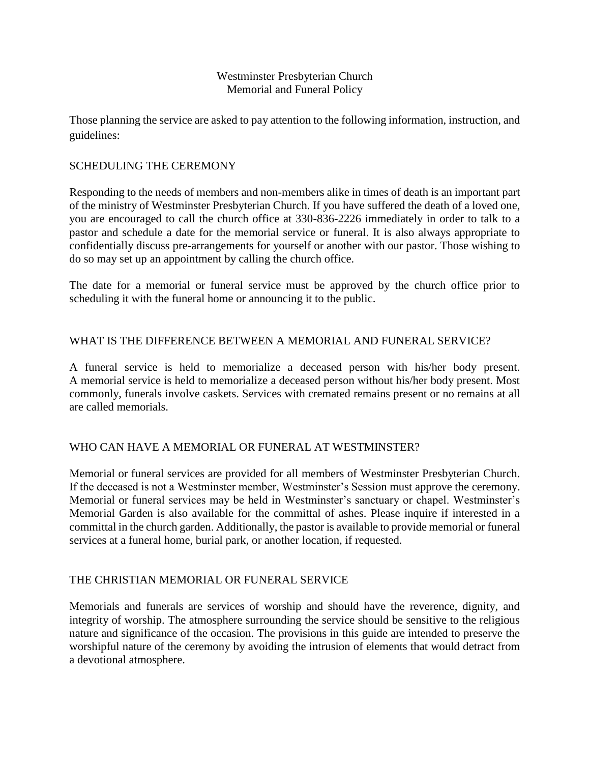# Westminster Presbyterian Church
# Memorial and Funeral Policy

Those planning the service are asked to pay attention to the following information, instruction, and guidelines:

## SCHEDULING THE CEREMONY

Responding to the needs of members and non-members alike in times of death is an important part of the ministry of Westminster Presbyterian Church. If you have suffered the death of a loved one, you are encouraged to call the church office at 330-836-2226 immediately in order to talk to a pastor and schedule a date for the memorial service or funeral. It is also always appropriate to confidentially discuss pre-arrangements for yourself or another with our pastor. Those wishing to do so may set up an appointment by calling the church office.

The date for a memorial or funeral service must be approved by the church office prior to scheduling it with the funeral home or announcing it to the public.

## WHAT IS THE DIFFERENCE BETWEEN A MEMORIAL AND FUNERAL SERVICE?

A funeral service is held to memorialize a deceased person with his/her body present. A memorial service is held to memorialize a deceased person without his/her body present. Most commonly, funerals involve caskets. Services with cremated remains present or no remains at all are called memorials.

## WHO CAN HAVE A MEMORIAL OR FUNERAL AT WESTMINSTER?

Memorial or funeral services are provided for all members of Westminster Presbyterian Church. If the deceased is not a Westminster member, Westminster's Session must approve the ceremony. Memorial or funeral services may be held in Westminster's sanctuary or chapel. Westminster's Memorial Garden is also available for the committal of ashes. Please inquire if interested in a committal in the church garden. Additionally, the pastor is available to provide memorial or funeral services at a funeral home, burial park, or another location, if requested.

## THE CHRISTIAN MEMORIAL OR FUNERAL SERVICE

Memorials and funerals are services of worship and should have the reverence, dignity, and integrity of worship. The atmosphere surrounding the service should be sensitive to the religious nature and significance of the occasion. The provisions in this guide are intended to preserve the worshipful nature of the ceremony by avoiding the intrusion of elements that would detract from a devotional atmosphere.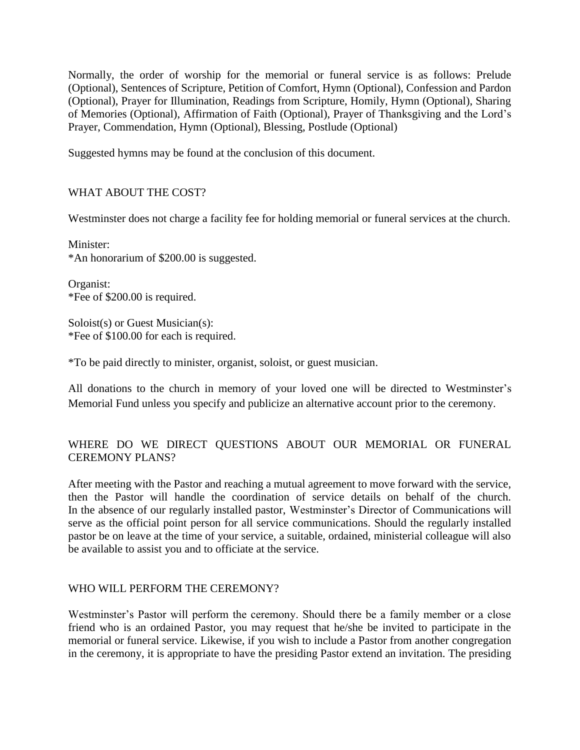Normally, the order of worship for the memorial or funeral service is as follows: Prelude (Optional), Sentences of Scripture, Petition of Comfort, Hymn (Optional), Confession and Pardon (Optional), Prayer for Illumination, Readings from Scripture, Homily, Hymn (Optional), Sharing of Memories (Optional), Affirmation of Faith (Optional), Prayer of Thanksgiving and the Lord's Prayer, Commendation, Hymn (Optional), Blessing, Postlude (Optional)

Suggested hymns may be found at the conclusion of this document.

## WHAT ABOUT THE COST?

Westminster does not charge a facility fee for holding memorial or funeral services at the church.

Minister:
*An honorarium of $200.00 is suggested.

Organist:
*Fee of $200.00 is required.

Soloist(s) or Guest Musician(s):
*Fee of $100.00 for each is required.

*To be paid directly to minister, organist, soloist, or guest musician.

All donations to the church in memory of your loved one will be directed to Westminster's Memorial Fund unless you specify and publicize an alternative account prior to the ceremony.

## WHERE DO WE DIRECT QUESTIONS ABOUT OUR MEMORIAL OR FUNERAL CEREMONY PLANS?

After meeting with the Pastor and reaching a mutual agreement to move forward with the service, then the Pastor will handle the coordination of service details on behalf of the church. In the absence of our regularly installed pastor, Westminster's Director of Communications will serve as the official point person for all service communications. Should the regularly installed pastor be on leave at the time of your service, a suitable, ordained, ministerial colleague will also be available to assist you and to officiate at the service.

## WHO WILL PERFORM THE CEREMONY?

Westminster's Pastor will perform the ceremony. Should there be a family member or a close friend who is an ordained Pastor, you may request that he/she be invited to participate in the memorial or funeral service. Likewise, if you wish to include a Pastor from another congregation in the ceremony, it is appropriate to have the presiding Pastor extend an invitation. The presiding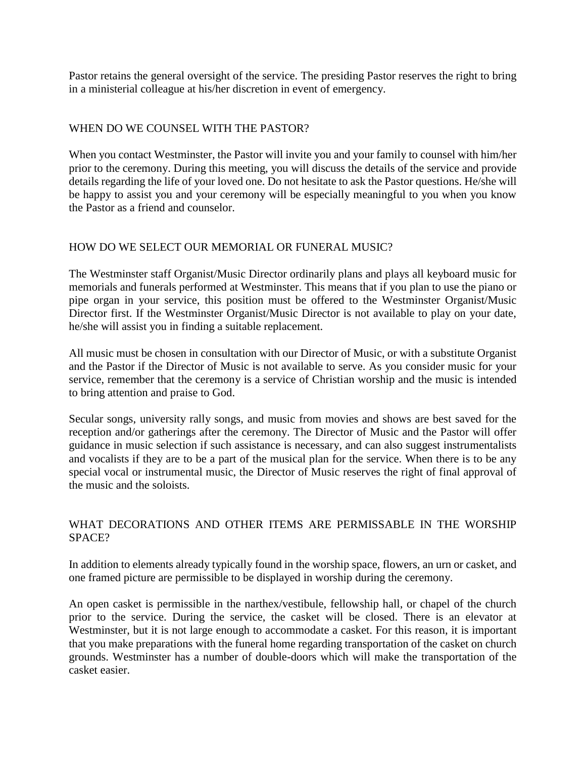Pastor retains the general oversight of the service. The presiding Pastor reserves the right to bring in a ministerial colleague at his/her discretion in event of emergency.

## WHEN DO WE COUNSEL WITH THE PASTOR?

When you contact Westminster, the Pastor will invite you and your family to counsel with him/her prior to the ceremony. During this meeting, you will discuss the details of the service and provide details regarding the life of your loved one. Do not hesitate to ask the Pastor questions. He/she will be happy to assist you and your ceremony will be especially meaningful to you when you know the Pastor as a friend and counselor.

## HOW DO WE SELECT OUR MEMORIAL OR FUNERAL MUSIC?

The Westminster staff Organist/Music Director ordinarily plans and plays all keyboard music for memorials and funerals performed at Westminster. This means that if you plan to use the piano or pipe organ in your service, this position must be offered to the Westminster Organist/Music Director first. If the Westminster Organist/Music Director is not available to play on your date, he/she will assist you in finding a suitable replacement.

All music must be chosen in consultation with our Director of Music, or with a substitute Organist and the Pastor if the Director of Music is not available to serve. As you consider music for your service, remember that the ceremony is a service of Christian worship and the music is intended to bring attention and praise to God.

Secular songs, university rally songs, and music from movies and shows are best saved for the reception and/or gatherings after the ceremony. The Director of Music and the Pastor will offer guidance in music selection if such assistance is necessary, and can also suggest instrumentalists and vocalists if they are to be a part of the musical plan for the service. When there is to be any special vocal or instrumental music, the Director of Music reserves the right of final approval of the music and the soloists.

## WHAT DECORATIONS AND OTHER ITEMS ARE PERMISSABLE IN THE WORSHIP SPACE?

In addition to elements already typically found in the worship space, flowers, an urn or casket, and one framed picture are permissible to be displayed in worship during the ceremony.

An open casket is permissible in the narthex/vestibule, fellowship hall, or chapel of the church prior to the service. During the service, the casket will be closed. There is an elevator at Westminster, but it is not large enough to accommodate a casket. For this reason, it is important that you make preparations with the funeral home regarding transportation of the casket on church grounds. Westminster has a number of double-doors which will make the transportation of the casket easier.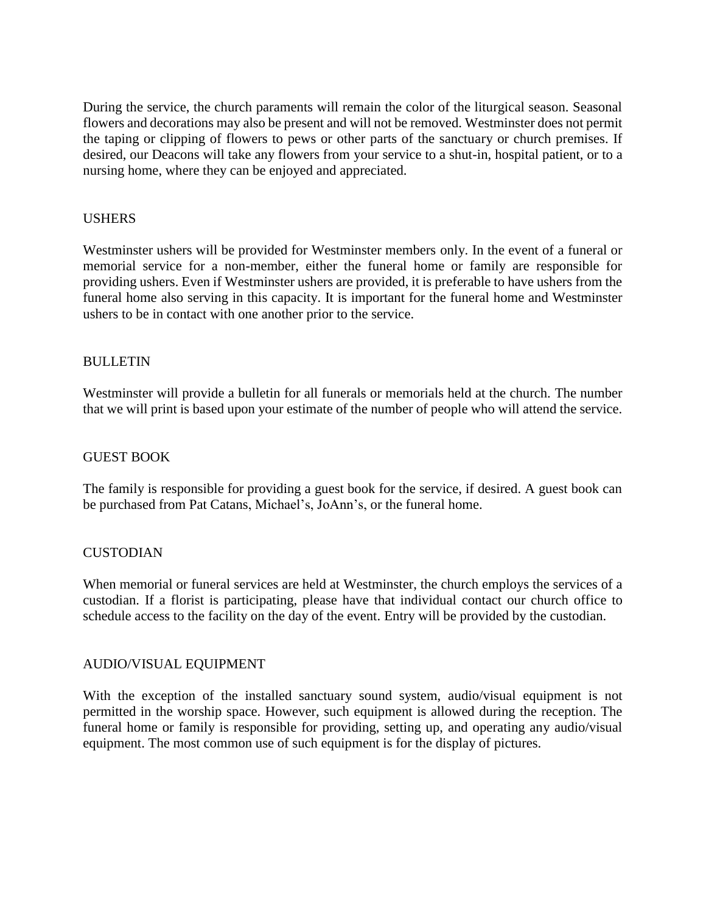During the service, the church paraments will remain the color of the liturgical season. Seasonal flowers and decorations may also be present and will not be removed. Westminster does not permit the taping or clipping of flowers to pews or other parts of the sanctuary or church premises. If desired, our Deacons will take any flowers from your service to a shut-in, hospital patient, or to a nursing home, where they can be enjoyed and appreciated.

## USHERS

Westminster ushers will be provided for Westminster members only. In the event of a funeral or memorial service for a non-member, either the funeral home or family are responsible for providing ushers. Even if Westminster ushers are provided, it is preferable to have ushers from the funeral home also serving in this capacity. It is important for the funeral home and Westminster ushers to be in contact with one another prior to the service.

## BULLETIN

Westminster will provide a bulletin for all funerals or memorials held at the church. The number that we will print is based upon your estimate of the number of people who will attend the service.

## GUEST BOOK

The family is responsible for providing a guest book for the service, if desired. A guest book can be purchased from Pat Catans, Michael's, JoAnn's, or the funeral home.

## CUSTODIAN

When memorial or funeral services are held at Westminster, the church employs the services of a custodian. If a florist is participating, please have that individual contact our church office to schedule access to the facility on the day of the event. Entry will be provided by the custodian.

## AUDIO/VISUAL EQUIPMENT

With the exception of the installed sanctuary sound system, audio/visual equipment is not permitted in the worship space. However, such equipment is allowed during the reception. The funeral home or family is responsible for providing, setting up, and operating any audio/visual equipment. The most common use of such equipment is for the display of pictures.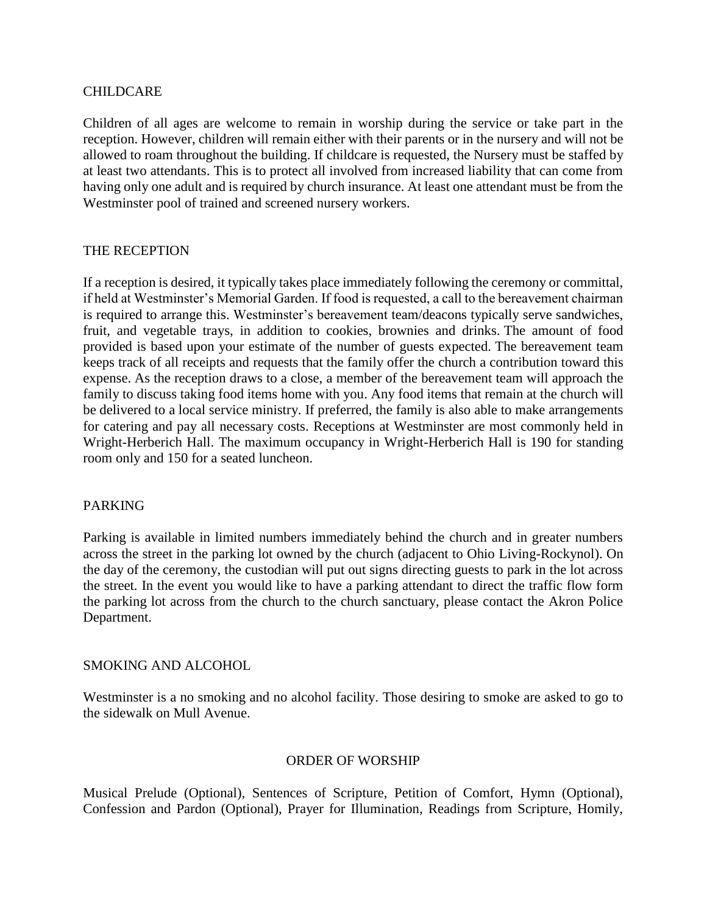## CHILDCARE

Children of all ages are welcome to remain in worship during the service or take part in the reception. However, children will remain either with their parents or in the nursery and will not be allowed to roam throughout the building. If childcare is requested, the Nursery must be staffed by at least two attendants. This is to protect all involved from increased liability that can come from having only one adult and is required by church insurance. At least one attendant must be from the Westminster pool of trained and screened nursery workers.

## THE RECEPTION

If a reception is desired, it typically takes place immediately following the ceremony or committal, if held at Westminster's Memorial Garden. If food is requested, a call to the bereavement chairman is required to arrange this. Westminster's bereavement team/deacons typically serve sandwiches, fruit, and vegetable trays, in addition to cookies, brownies and drinks. The amount of food provided is based upon your estimate of the number of guests expected. The bereavement team keeps track of all receipts and requests that the family offer the church a contribution toward this expense. As the reception draws to a close, a member of the bereavement team will approach the family to discuss taking food items home with you. Any food items that remain at the church will be delivered to a local service ministry. If preferred, the family is also able to make arrangements for catering and pay all necessary costs. Receptions at Westminster are most commonly held in Wright-Herberich Hall. The maximum occupancy in Wright-Herberich Hall is 190 for standing room only and 150 for a seated luncheon.

## PARKING

Parking is available in limited numbers immediately behind the church and in greater numbers across the street in the parking lot owned by the church (adjacent to Ohio Living-Rockynol). On the day of the ceremony, the custodian will put out signs directing guests to park in the lot across the street. In the event you would like to have a parking attendant to direct the traffic flow form the parking lot across from the church to the church sanctuary, please contact the Akron Police Department.

## SMOKING AND ALCOHOL

Westminster is a no smoking and no alcohol facility. Those desiring to smoke are asked to go to the sidewalk on Mull Avenue.

## ORDER OF WORSHIP

Musical Prelude (Optional), Sentences of Scripture, Petition of Comfort, Hymn (Optional), Confession and Pardon (Optional), Prayer for Illumination, Readings from Scripture, Homily,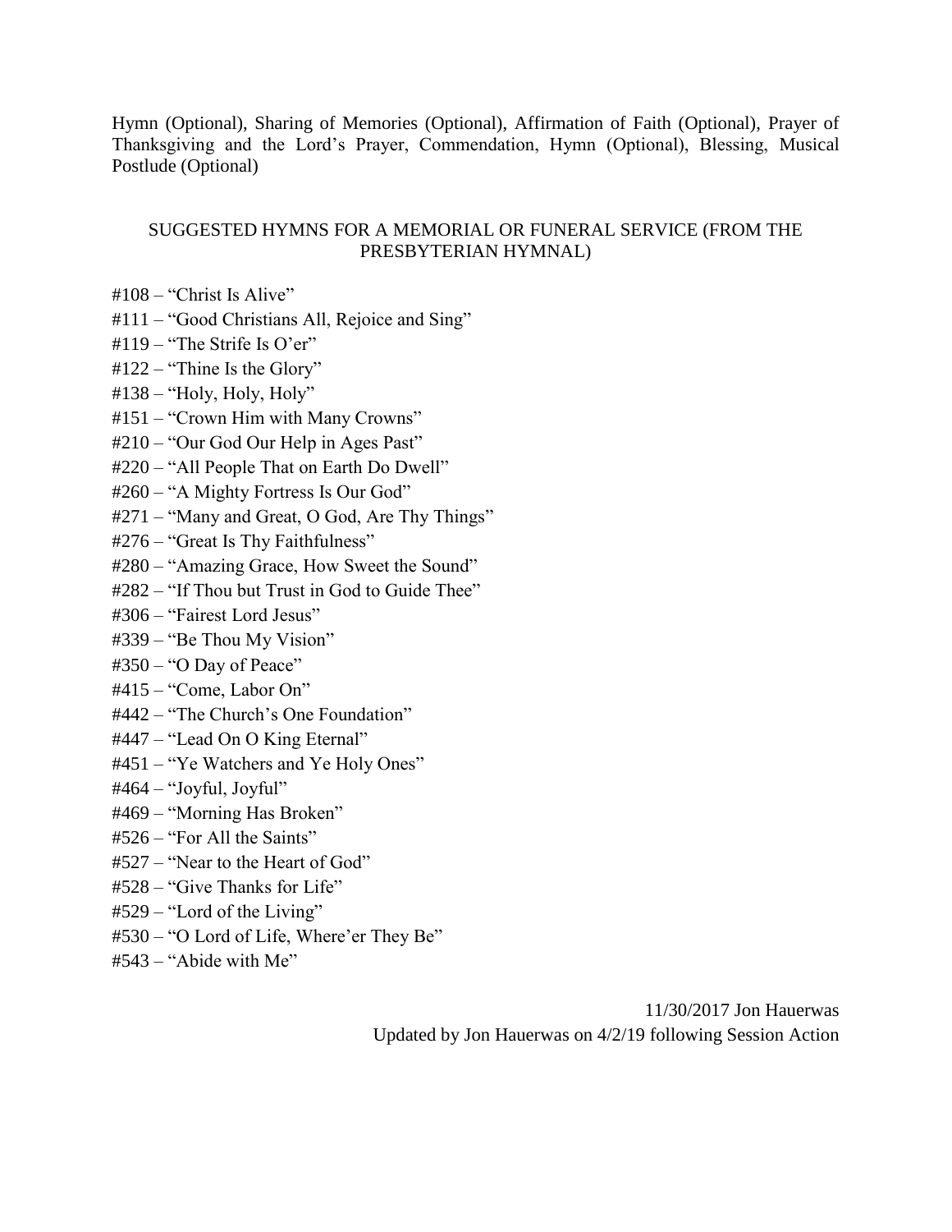Hymn (Optional), Sharing of Memories (Optional), Affirmation of Faith (Optional), Prayer of Thanksgiving and the Lord's Prayer, Commendation, Hymn (Optional), Blessing, Musical Postlude (Optional)

## SUGGESTED HYMNS FOR A MEMORIAL OR FUNERAL SERVICE (FROM THE PRESBYTERIAN HYMNAL)

#108 – "Christ Is Alive"
#111 – "Good Christians All, Rejoice and Sing"
#119 – "The Strife Is O'er"
#122 – "Thine Is the Glory"
#138 – "Holy, Holy, Holy"
#151 – "Crown Him with Many Crowns"
#210 – "Our God Our Help in Ages Past"
#220 – "All People That on Earth Do Dwell"
#260 – "A Mighty Fortress Is Our God"
#271 – "Many and Great, O God, Are Thy Things"
#276 – "Great Is Thy Faithfulness"
#280 – "Amazing Grace, How Sweet the Sound"
#282 – "If Thou but Trust in God to Guide Thee"
#306 – "Fairest Lord Jesus"
#339 – "Be Thou My Vision"
#350 – "O Day of Peace"
#415 – "Come, Labor On"
#442 – "The Church's One Foundation"
#447 – "Lead On O King Eternal"
#451 – "Ye Watchers and Ye Holy Ones"
#464 – "Joyful, Joyful"
#469 – "Morning Has Broken"
#526 – "For All the Saints"
#527 – "Near to the Heart of God"
#528 – "Give Thanks for Life"
#529 – "Lord of the Living"
#530 – "O Lord of Life, Where'er They Be"
#543 – "Abide with Me"

11/30/2017 Jon Hauerwas
Updated by Jon Hauerwas on 4/2/19 following Session Action